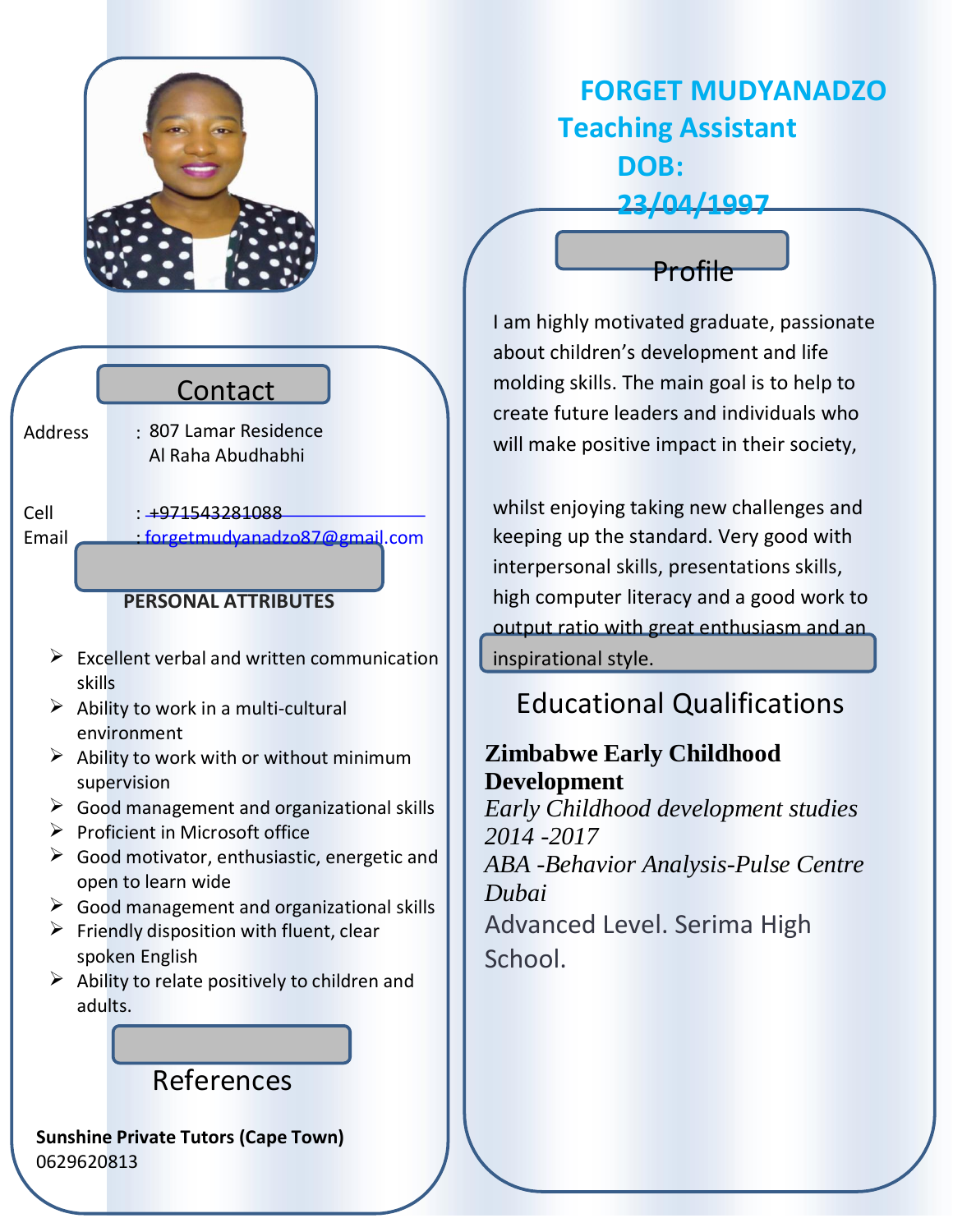# FORGET MUDYANADZO

## Teaching Assistant

**DOB: 23/04/1997**

## Contact

Address : 807 Lamar Residence
Al Raha Abudhabhi

Cell : +971543281088
Email : forgetmudyanadzo87@gmail.com

## PERSONAL ATTRIBUTES

- Excellent verbal and written communication skills
- Ability to work in a multi-cultural environment
- Ability to work with or without minimum supervision
- Good management and organizational skills
- Proficient in Microsoft office
- Good motivator, enthusiastic, energetic and open to learn wide
- Good management and organizational skills
- Friendly disposition with fluent, clear spoken English
- Ability to relate positively to children and adults.

## References

**Sunshine Private Tutors (Cape Town)**
0629620813

## Profile

I am highly motivated graduate, passionate about children's development and life molding skills. The main goal is to help to create future leaders and individuals who will make positive impact in their society,

whilst enjoying taking new challenges and keeping up the standard. Very good with interpersonal skills, presentations skills, high computer literacy and a good work to output ratio with great enthusiasm and an inspirational style.

## Educational Qualifications

**Zimbabwe Early Childhood Development**
*Early Childhood development studies*
*2014 -2017*
*ABA -Behavior Analysis-Pulse Centre Dubai*
Advanced Level. Serima High School.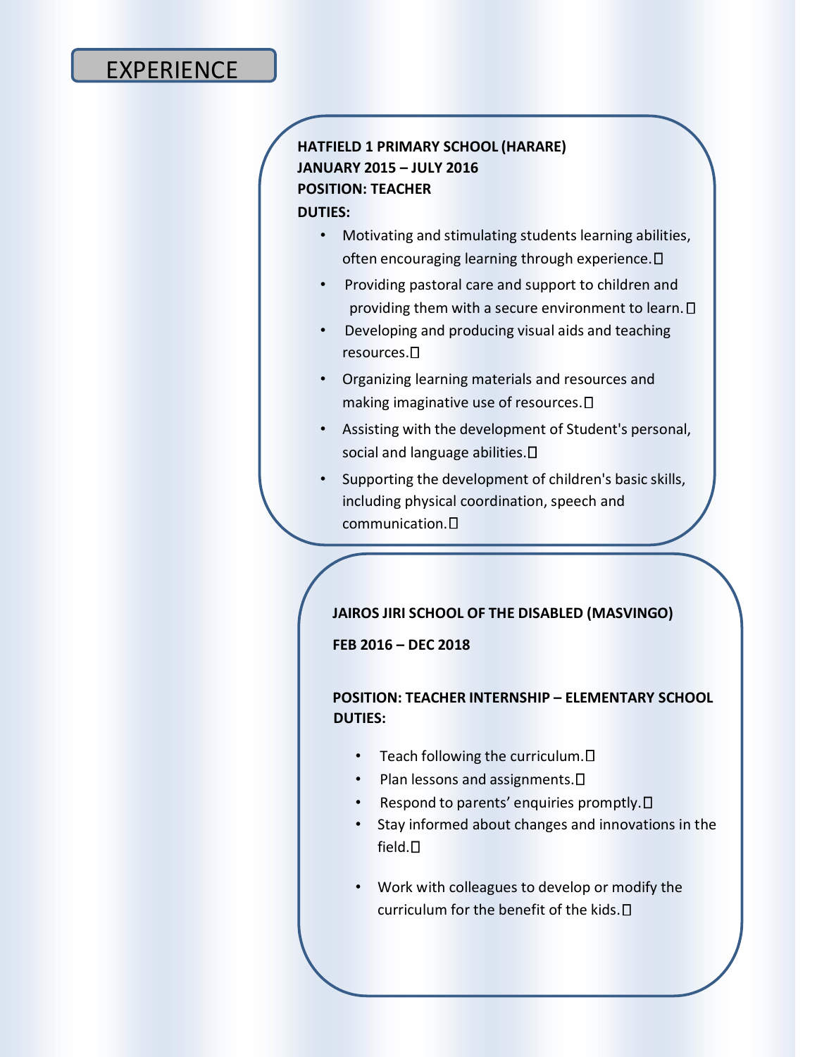## EXPERIENCE

**HATFIELD 1 PRIMARY SCHOOL (HARARE)**
**JANUARY 2015 – JULY 2016**
**POSITION: TEACHER**
**DUTIES:**

- Motivating and stimulating students learning abilities, often encouraging learning through experience.
- Providing pastoral care and support to children and providing them with a secure environment to learn.
- Developing and producing visual aids and teaching resources.
- Organizing learning materials and resources and making imaginative use of resources.
- Assisting with the development of Student's personal, social and language abilities.
- Supporting the development of children's basic skills, including physical coordination, speech and communication.

**JAIROS JIRI SCHOOL OF THE DISABLED (MASVINGO)**

**FEB 2016 – DEC 2018**

**POSITION: TEACHER INTERNSHIP – ELEMENTARY SCHOOL**
**DUTIES:**

- Teach following the curriculum.
- Plan lessons and assignments.
- Respond to parents' enquiries promptly.
- Stay informed about changes and innovations in the field.
- Work with colleagues to develop or modify the curriculum for the benefit of the kids.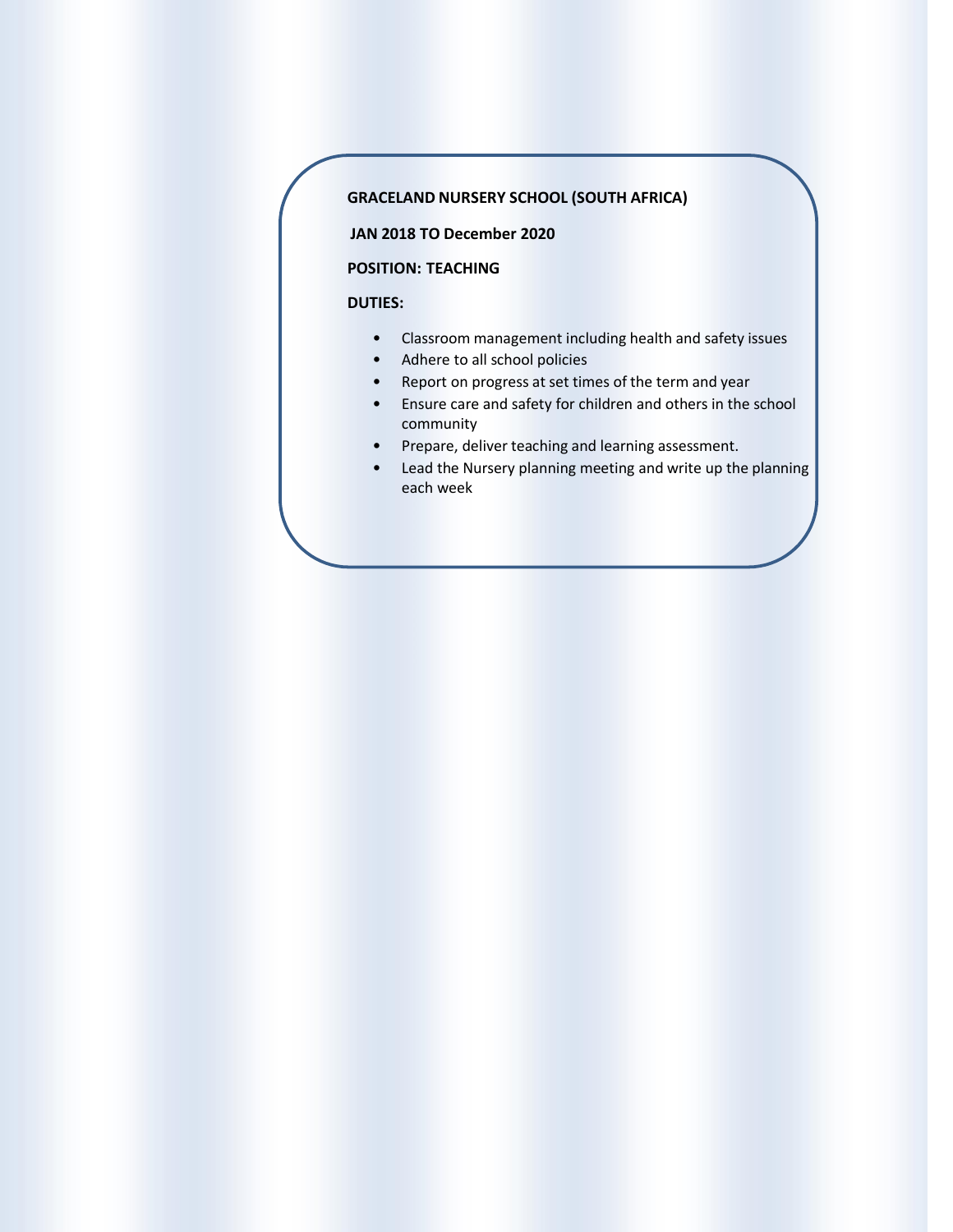**GRACELAND NURSERY SCHOOL (SOUTH AFRICA)**

**JAN 2018 TO December 2020**

**POSITION: TEACHING**

**DUTIES:**

- Classroom management including health and safety issues
- Adhere to all school policies
- Report on progress at set times of the term and year
- Ensure care and safety for children and others in the school community
- Prepare, deliver teaching and learning assessment.
- Lead the Nursery planning meeting and write up the planning each week